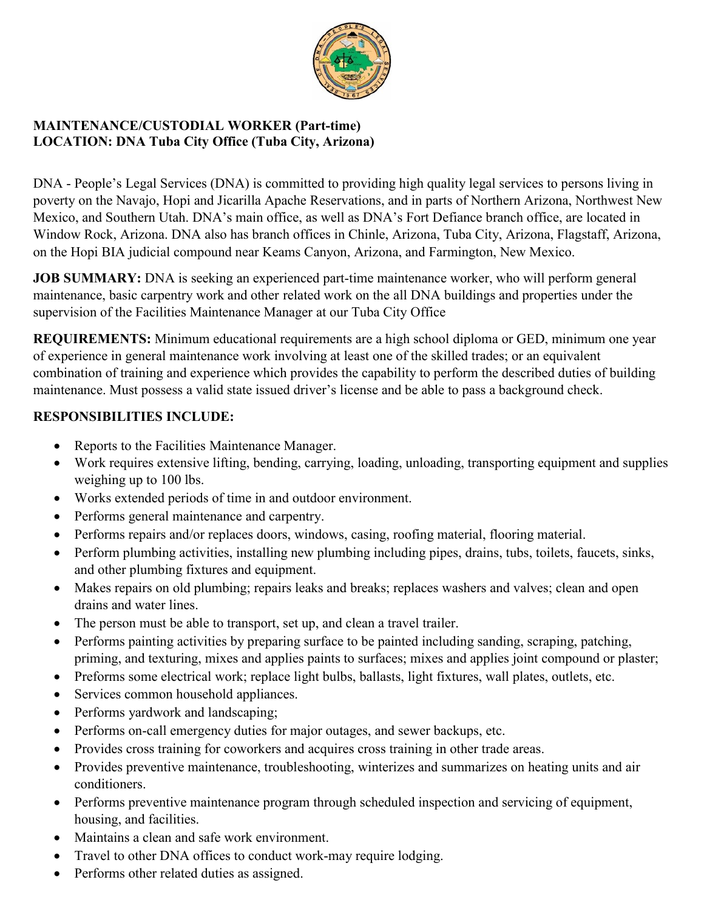**MAINTENANCE/CUSTODIAL WORKER (Part-time)**
**LOCATION: DNA Tuba City Office (Tuba City, Arizona)**

DNA - People's Legal Services (DNA) is committed to providing high quality legal services to persons living in poverty on the Navajo, Hopi and Jicarilla Apache Reservations, and in parts of Northern Arizona, Northwest New Mexico, and Southern Utah. DNA's main office, as well as DNA's Fort Defiance branch office, are located in Window Rock, Arizona. DNA also has branch offices in Chinle, Arizona, Tuba City, Arizona, Flagstaff, Arizona, on the Hopi BIA judicial compound near Keams Canyon, Arizona, and Farmington, New Mexico.

**JOB SUMMARY:** DNA is seeking an experienced part-time maintenance worker, who will perform general maintenance, basic carpentry work and other related work on the all DNA buildings and properties under the supervision of the Facilities Maintenance Manager at our Tuba City Office

**REQUIREMENTS:** Minimum educational requirements are a high school diploma or GED, minimum one year of experience in general maintenance work involving at least one of the skilled trades; or an equivalent combination of training and experience which provides the capability to perform the described duties of building maintenance. Must possess a valid state issued driver's license and be able to pass a background check.

**RESPONSIBILITIES INCLUDE:**

- Reports to the Facilities Maintenance Manager.
- Work requires extensive lifting, bending, carrying, loading, unloading, transporting equipment and supplies weighing up to 100 lbs.
- Works extended periods of time in and outdoor environment.
- Performs general maintenance and carpentry.
- Performs repairs and/or replaces doors, windows, casing, roofing material, flooring material.
- Perform plumbing activities, installing new plumbing including pipes, drains, tubs, toilets, faucets, sinks, and other plumbing fixtures and equipment.
- Makes repairs on old plumbing; repairs leaks and breaks; replaces washers and valves; clean and open drains and water lines.
- The person must be able to transport, set up, and clean a travel trailer.
- Performs painting activities by preparing surface to be painted including sanding, scraping, patching, priming, and texturing, mixes and applies paints to surfaces; mixes and applies joint compound or plaster;
- Preforms some electrical work; replace light bulbs, ballasts, light fixtures, wall plates, outlets, etc.
- Services common household appliances.
- Performs yardwork and landscaping;
- Performs on-call emergency duties for major outages, and sewer backups, etc.
- Provides cross training for coworkers and acquires cross training in other trade areas.
- Provides preventive maintenance, troubleshooting, winterizes and summarizes on heating units and air conditioners.
- Performs preventive maintenance program through scheduled inspection and servicing of equipment, housing, and facilities.
- Maintains a clean and safe work environment.
- Travel to other DNA offices to conduct work-may require lodging.
- Performs other related duties as assigned.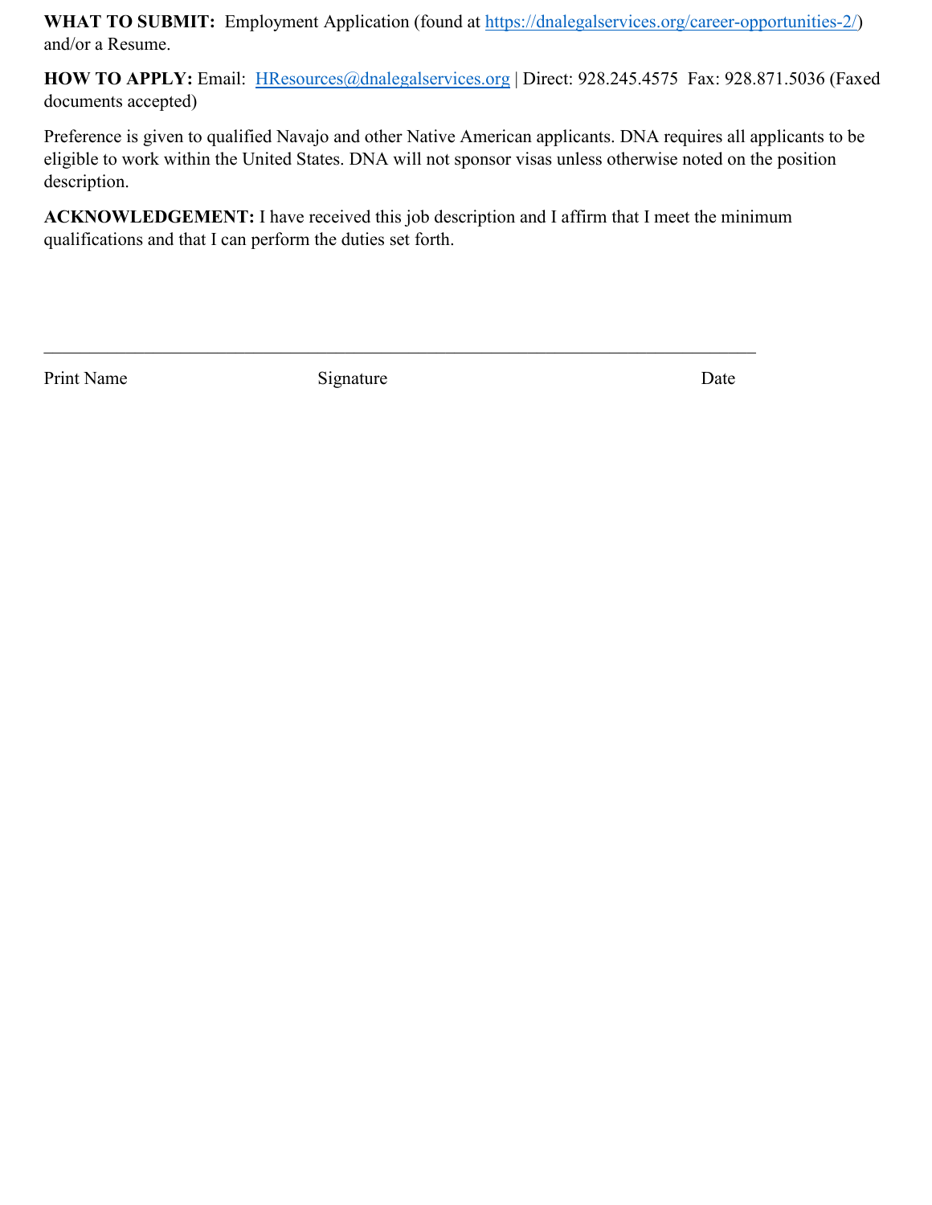**WHAT TO SUBMIT:** Employment Application (found at https://dnalegalservices.org/career-opportunities-2/) and/or a Resume.

**HOW TO APPLY:** Email: HResources@dnalegalservices.org | Direct: 928.245.4575 Fax: 928.871.5036 (Faxed documents accepted)

Preference is given to qualified Navajo and other Native American applicants. DNA requires all applicants to be eligible to work within the United States. DNA will not sponsor visas unless otherwise noted on the position description.

**ACKNOWLEDGEMENT:** I have received this job description and I affirm that I meet the minimum qualifications and that I can perform the duties set forth.

\_\_\_\_\_\_\_\_\_\_\_\_\_\_\_\_\_\_\_\_\_\_\_\_\_\_\_\_\_\_\_\_\_\_\_\_\_\_\_\_\_\_\_\_\_\_\_\_\_\_\_\_\_\_\_\_\_\_\_\_\_\_\_\_\_\_\_\_\_\_\_\_

Print Name Signature Date